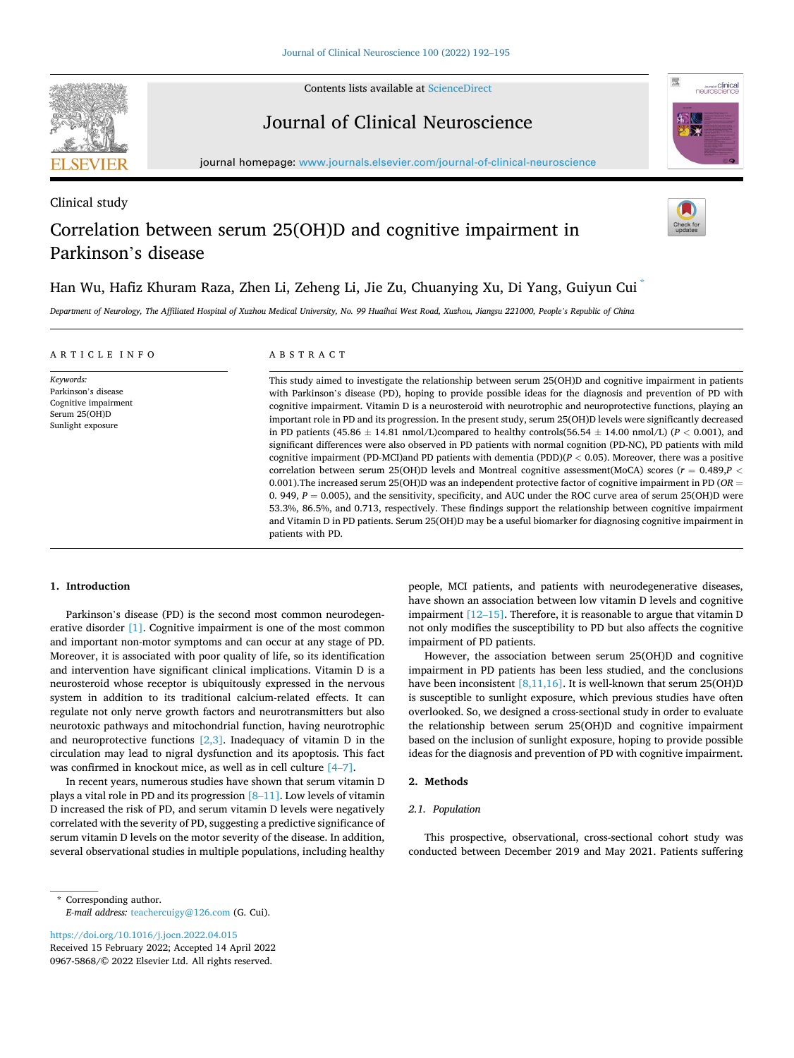Clinical study

# Correlation between serum 25(OH)D and cognitive impairment in Parkinson's disease

Han Wu, Hafiz Khuram Raza, Zhen Li, Zeheng Li, Jie Zu, Chuanying Xu, Di Yang, Guiyun Cui *

*Department of Neurology, The Affiliated Hospital of Xuzhou Medical University, No. 99 Huaihai West Road, Xuzhou, Jiangsu 221000, People's Republic of China*

## ARTICLE INFO

*Keywords:*
Parkinson's disease
Cognitive impairment
Serum 25(OH)D
Sunlight exposure

## ABSTRACT

This study aimed to investigate the relationship between serum 25(OH)D and cognitive impairment in patients with Parkinson's disease (PD), hoping to provide possible ideas for the diagnosis and prevention of PD with cognitive impairment. Vitamin D is a neurosteroid with neurotrophic and neuroprotective functions, playing an important role in PD and its progression. In the present study, serum 25(OH)D levels were significantly decreased in PD patients (45.86 ± 14.81 nmol/L)compared to healthy controls(56.54 ± 14.00 nmol/L) ($P < 0.001$), and significant differences were also observed in PD patients with normal cognition (PD-NC), PD patients with mild cognitive impairment (PD-MCI)and PD patients with dementia (PDD)($P < 0.05$). Moreover, there was a positive correlation between serum 25(OH)D levels and Montreal cognitive assessment(MoCA) scores ($r = 0.489, P < 0.001$).The increased serum 25(OH)D was an independent protective factor of cognitive impairment in PD ($OR = 0.949$, $P = 0.005$), and the sensitivity, specificity, and AUC under the ROC curve area of serum 25(OH)D were 53.3%, 86.5%, and 0.713, respectively. These findings support the relationship between cognitive impairment and Vitamin D in PD patients. Serum 25(OH)D may be a useful biomarker for diagnosing cognitive impairment in patients with PD.

## 1. Introduction

Parkinson's disease (PD) is the second most common neurodegenerative disorder [1]. Cognitive impairment is one of the most common and important non-motor symptoms and can occur at any stage of PD. Moreover, it is associated with poor quality of life, so its identification and intervention have significant clinical implications. Vitamin D is a neurosteroid whose receptor is ubiquitously expressed in the nervous system in addition to its traditional calcium-related effects. It can regulate not only nerve growth factors and neurotransmitters but also neurotoxic pathways and mitochondrial function, having neurotrophic and neuroprotective functions [2,3]. Inadequacy of vitamin D in the circulation may lead to nigral dysfunction and its apoptosis. This fact was confirmed in knockout mice, as well as in cell culture [4–7].

In recent years, numerous studies have shown that serum vitamin D plays a vital role in PD and its progression [8–11]. Low levels of vitamin D increased the risk of PD, and serum vitamin D levels were negatively correlated with the severity of PD, suggesting a predictive significance of serum vitamin D levels on the motor severity of the disease. In addition, several observational studies in multiple populations, including healthy people, MCI patients, and patients with neurodegenerative diseases, have shown an association between low vitamin D levels and cognitive impairment [12–15]. Therefore, it is reasonable to argue that vitamin D not only modifies the susceptibility to PD but also affects the cognitive impairment of PD patients.

However, the association between serum 25(OH)D and cognitive impairment in PD patients has been less studied, and the conclusions have been inconsistent [8,11,16]. It is well-known that serum 25(OH)D is susceptible to sunlight exposure, which previous studies have often overlooked. So, we designed a cross-sectional study in order to evaluate the relationship between serum 25(OH)D and cognitive impairment based on the inclusion of sunlight exposure, hoping to provide possible ideas for the diagnosis and prevention of PD with cognitive impairment.

## 2. Methods

### 2.1. Population

This prospective, observational, cross-sectional cohort study was conducted between December 2019 and May 2021. Patients suffering

\* Corresponding author.
*E-mail address:* teachercuigy@126.com (G. Cui).

https://doi.org/10.1016/j.jocn.2022.04.015
Received 15 February 2022; Accepted 14 April 2022
0967-5868/© 2022 Elsevier Ltd. All rights reserved.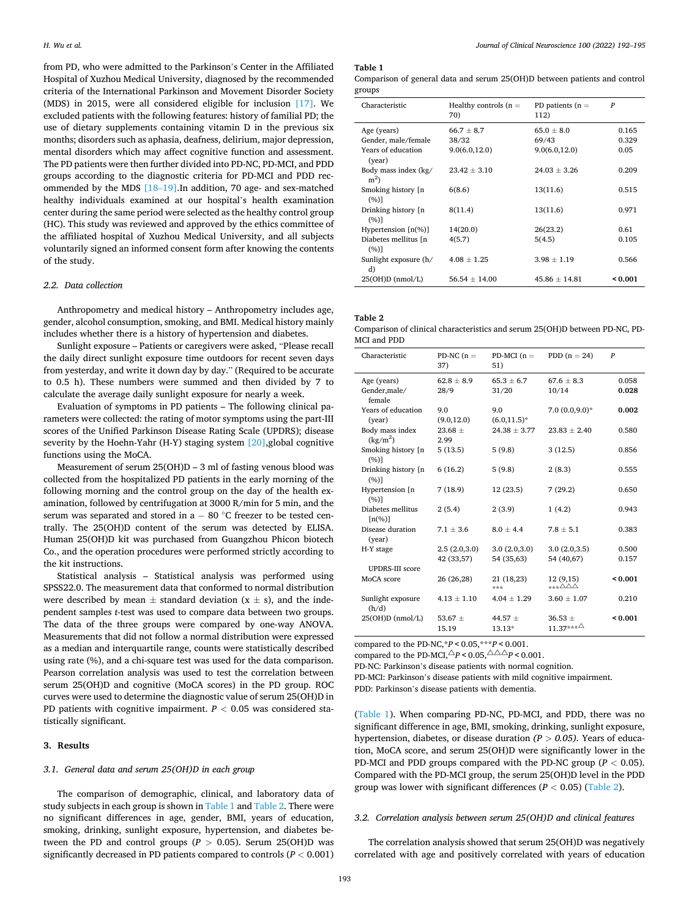from PD, who were admitted to the Parkinson's Center in the Affiliated Hospital of Xuzhou Medical University, diagnosed by the recommended criteria of the International Parkinson and Movement Disorder Society (MDS) in 2015, were all considered eligible for inclusion [17]. We excluded patients with the following features: history of familial PD; the use of dietary supplements containing vitamin D in the previous six months; disorders such as aphasia, deafness, delirium, major depression, mental disorders which may affect cognitive function and assessment. The PD patients were then further divided into PD-NC, PD-MCI, and PDD groups according to the diagnostic criteria for PD-MCI and PDD recommended by the MDS [18–19].In addition, 70 age- and sex-matched healthy individuals examined at our hospital's health examination center during the same period were selected as the healthy control group (HC). This study was reviewed and approved by the ethics committee of the affiliated hospital of Xuzhou Medical University, and all subjects voluntarily signed an informed consent form after knowing the contents of the study.

### 2.2. Data collection

Anthropometry and medical history – Anthropometry includes age, gender, alcohol consumption, smoking, and BMI. Medical history mainly includes whether there is a history of hypertension and diabetes.

Sunlight exposure – Patients or caregivers were asked, "Please recall the daily direct sunlight exposure time outdoors for recent seven days from yesterday, and write it down day by day." (Required to be accurate to 0.5 h). These numbers were summed and then divided by 7 to calculate the average daily sunlight exposure for nearly a week.

Evaluation of symptoms in PD patients – The following clinical parameters were collected: the rating of motor symptoms using the part-III scores of the Unified Parkinson Disease Rating Scale (UPDRS); disease severity by the Hoehn-Yahr (H-Y) staging system [20],global cognitive functions using the MoCA.

Measurement of serum 25(OH)D – 3 ml of fasting venous blood was collected from the hospitalized PD patients in the early morning of the following morning and the control group on the day of the health examination, followed by centrifugation at 3000 R/min for 5 min, and the serum was separated and stored in a − 80 °C freezer to be tested centrally. The 25(OH)D content of the serum was detected by ELISA. Human 25(OH)D kit was purchased from Guangzhou Phicon biotech Co., and the operation procedures were performed strictly according to the kit instructions.

Statistical analysis – Statistical analysis was performed using SPSS22.0. The measurement data that conformed to normal distribution were described by mean ± standard deviation (x ± s), and the independent samples *t*-test was used to compare data between two groups. The data of the three groups were compared by one-way ANOVA. Measurements that did not follow a normal distribution were expressed as a median and interquartile range, counts were statistically described using rate (%), and a chi-square test was used for the data comparison. Pearson correlation analysis was used to test the correlation between serum 25(OH)D and cognitive (MoCA scores) in the PD group. ROC curves were used to determine the diagnostic value of serum 25(OH)D in PD patients with cognitive impairment. $P < 0.05$ was considered statistically significant.

## 3. Results

### 3.1. General data and serum 25(OH)D in each group

The comparison of demographic, clinical, and laboratory data of study subjects in each group is shown in Table 1 and Table 2. There were no significant differences in age, gender, BMI, years of education, smoking, drinking, sunlight exposure, hypertension, and diabetes between the PD and control groups ($P > 0.05$). Serum 25(OH)D was significantly decreased in PD patients compared to controls ($P < 0.001$) (Table 1). When comparing PD-NC, PD-MCI, and PDD, there was no significant difference in age, BMI, smoking, drinking, sunlight exposure, hypertension, diabetes, or disease duration *(P > 0.05)*. Years of education, MoCA score, and serum 25(OH)D were significantly lower in the PD-MCI and PDD groups compared with the PD-NC group ($P < 0.05$). Compared with the PD-MCI group, the serum 25(OH)D level in the PDD group was lower with significant differences ($P < 0.05$) (Table 2).

**Table 1**
Comparison of general data and serum 25(OH)D between patients and control groups

| Characteristic | Healthy controls (n = 70) | PD patients (n = 112) | P |
|---|---|---|---|
| Age (years) | 66.7 ± 8.7 | 65.0 ± 8.0 | 0.165 |
| Gender, male/female | 38/32 | 69/43 | 0.329 |
| Years of education (year) | 9.0(6.0,12.0) | 9.0(6.0,12.0) | 0.05 |
| Body mass index (kg/m$^2$) | 23.42 ± 3.10 | 24.03 ± 3.26 | 0.209 |
| Smoking history [n (%)] | 6(8.6) | 13(11.6) | 0.515 |
| Drinking history [n (%)] | 8(11.4) | 13(11.6) | 0.971 |
| Hypertension [n(%)] | 14(20.0) | 26(23.2) | 0.61 |
| Diabetes mellitus [n (%)] | 4(5.7) | 5(4.5) | 0.105 |
| Sunlight exposure (h/d) | 4.08 ± 1.25 | 3.98 ± 1.19 | 0.566 |
| 25(OH)D (nmol/L) | 56.54 ± 14.00 | 45.86 ± 14.81 | **< 0.001** |

**Table 2**
Comparison of clinical characteristics and serum 25(OH)D between PD-NC, PD-MCI and PDD

| Characteristic | PD-NC (n = 37) | PD-MCI (n = 51) | PDD (n = 24) | P |
|---|---|---|---|---|
| Age (years) | 62.8 ± 8.9 | 65.3 ± 6.7 | 67.6 ± 8.3 | 0.058 |
| Gender,male/female | 28/9 | 31/20 | 10/14 | **0.028** |
| Years of education (year) | 9.0 (9.0,12.0) | 9.0 (6.0,11.5)* | 7.0 (0.0,9.0)* | **0.002** |
| Body mass index (kg/m$^2$) | 23.68 ± 2.99 | 24.38 ± 3.77 | 23.83 ± 2.40 | 0.580 |
| Smoking history [n (%)] | 5 (13.5) | 5 (9.8) | 3 (12.5) | 0.856 |
| Drinking history [n (%)] | 6 (16.2) | 5 (9.8) | 2 (8.3) | 0.555 |
| Hypertension [n (%)] | 7 (18.9) | 12 (23.5) | 7 (29.2) | 0.650 |
| Diabetes mellitus [n(%)] | 2 (5.4) | 2 (3.9) | 1 (4.2) | 0.943 |
| Disease duration (year) | 7.1 ± 3.6 | 8.0 ± 4.4 | 7.8 ± 5.1 | 0.383 |
| H-Y stage | 2.5 (2.0,3.0) | 3.0 (2.0,3.0) | 3.0 (2.0,3.5) | 0.500 |
| UPDRS-III score | 42 (33,57) | 54 (35,63) | 54 (40,67) | 0.157 |
| MoCA score | 26 (26,28) | 21 (18,23)*** | 12 (9,15)***△△△ | **< 0.001** |
| Sunlight exposure (h/d) | 4.13 ± 1.10 | 4.04 ± 1.29 | 3.60 ± 1.07 | 0.210 |
| 25(OH)D (nmol/L) | 53.67 ± 15.19 | 44.57 ± 13.13* | 36.53 ± 11.37***△ | **< 0.001** |

compared to the PD-NC,*$P < 0.05$,***$P < 0.001$.
compared to the PD-MCI,△$P < 0.05$,△△△$P < 0.001$.
PD-NC: Parkinson's disease patients with normal cognition.
PD-MCI: Parkinson's disease patients with mild cognitive impairment.
PDD: Parkinson's disease patients with dementia.

### 3.2. Correlation analysis between serum 25(OH)D and clinical features

The correlation analysis showed that serum 25(OH)D was negatively correlated with age and positively correlated with years of education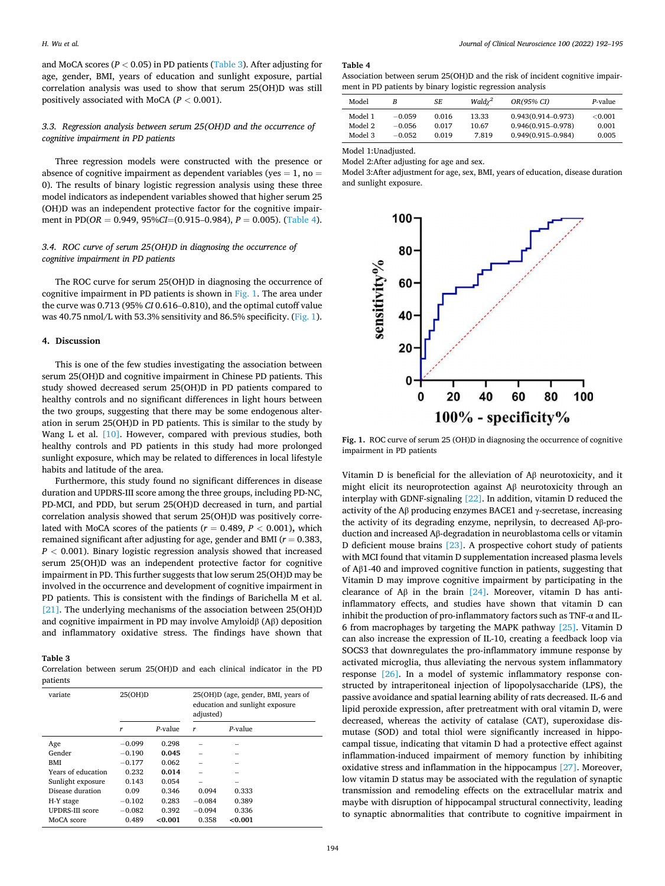and MoCA scores ($P < 0.05$) in PD patients (Table 3). After adjusting for age, gender, BMI, years of education and sunlight exposure, partial correlation analysis was used to show that serum 25(OH)D was still positively associated with MoCA ($P < 0.001$).

### 3.3. Regression analysis between serum 25(OH)D and the occurrence of cognitive impairment in PD patients

Three regression models were constructed with the presence or absence of cognitive impairment as dependent variables (yes = 1, no = 0). The results of binary logistic regression analysis using these three model indicators as independent variables showed that higher serum 25(OH)D was an independent protective factor for the cognitive impairment in PD(*OR* = 0.949, 95%*CI*=(0.915–0.984), $P = 0.005$). (Table 4).

### 3.4. ROC curve of serum 25(OH)D in diagnosing the occurrence of cognitive impairment in PD patients

The ROC curve for serum 25(OH)D in diagnosing the occurrence of cognitive impairment in PD patients is shown in Fig. 1. The area under the curve was 0.713 (95% *CI* 0.616–0.810), and the optimal cutoff value was 40.75 nmol/L with 53.3% sensitivity and 86.5% specificity. (Fig. 1).

## 4. Discussion

This is one of the few studies investigating the association between serum 25(OH)D and cognitive impairment in Chinese PD patients. This study showed decreased serum 25(OH)D in PD patients compared to healthy controls and no significant differences in light hours between the two groups, suggesting that there may be some endogenous alteration in serum 25(OH)D in PD patients. This is similar to the study by Wang L et al. [10]. However, compared with previous studies, both healthy controls and PD patients in this study had more prolonged sunlight exposure, which may be related to differences in local lifestyle habits and latitude of the area.

Furthermore, this study found no significant differences in disease duration and UPDRS-III score among the three groups, including PD-NC, PD-MCI, and PDD, but serum 25(OH)D decreased in turn, and partial correlation analysis showed that serum 25(OH)D was positively correlated with MoCA scores of the patients ($r = 0.489$, $P < 0.001$), which remained significant after adjusting for age, gender and BMI ($r = 0.383$, $P < 0.001$). Binary logistic regression analysis showed that increased serum 25(OH)D was an independent protective factor for cognitive impairment in PD. This further suggests that low serum 25(OH)D may be involved in the occurrence and development of cognitive impairment in PD patients. This is consistent with the findings of Barichella M et al. [21]. The underlying mechanisms of the association between 25(OH)D and cognitive impairment in PD may involve Amyloidβ (Aβ) deposition and inflammatory oxidative stress. The findings have shown that

Table 3
Correlation between serum 25(OH)D and each clinical indicator in the PD patients

| variate | 25(OH)D | | 25(OH)D (age, gender, BMI, years of education and sunlight exposure adjusted) | |
|---|---|---|---|---|
| | *r* | *P*-value | *r* | *P*-value |
| Age | −0.099 | 0.298 | – | – |
| Gender | −0.190 | **0.045** | – | – |
| BMI | −0.177 | 0.062 | – | – |
| Years of education | 0.232 | **0.014** | – | – |
| Sunlight exposure | 0.143 | 0.054 | – | – |
| Disease duration | 0.09 | 0.346 | 0.094 | 0.333 |
| H-Y stage | −0.102 | 0.283 | −0.084 | 0.389 |
| UPDRS-III score | −0.082 | 0.392 | −0.094 | 0.336 |
| MoCA score | 0.489 | **<0.001** | 0.358 | **<0.001** |

Table 4
Association between serum 25(OH)D and the risk of incident cognitive impairment in PD patients by binary logistic regression analysis

| Model | *B* | *SE* | *Wald*$\chi^2$ | *OR(95% CI)* | *P*-value |
|---|---|---|---|---|---|
| Model 1 | −0.059 | 0.016 | 13.33 | 0.943(0.914–0.973) | <0.001 |
| Model 2 | −0.056 | 0.017 | 10.67 | 0.946(0.915–0.978) | 0.001 |
| Model 3 | −0.052 | 0.019 | 7.819 | 0.949(0.915–0.984) | 0.005 |

Model 1:Unadjusted.
Model 2:After adjusting for age and sex.
Model 3:After adjustment for age, sex, BMI, years of education, disease duration and sunlight exposure.

Fig. 1. ROC curve of serum 25 (OH)D in diagnosing the occurrence of cognitive impairment in PD patients

Vitamin D is beneficial for the alleviation of Aβ neurotoxicity, and it might elicit its neuroprotection against Aβ neurotoxicity through an interplay with GDNF-signaling [22]. In addition, vitamin D reduced the activity of the Aβ producing enzymes BACE1 and γ-secretase, increasing the activity of its degrading enzyme, neprilysin, to decreased Aβ-production and increased Aβ-degradation in neuroblastoma cells or vitamin D deficient mouse brains [23]. A prospective cohort study of patients with MCI found that vitamin D supplementation increased plasma levels of Aβ1-40 and improved cognitive function in patients, suggesting that Vitamin D may improve cognitive impairment by participating in the clearance of Aβ in the brain [24]. Moreover, vitamin D has anti-inflammatory effects, and studies have shown that vitamin D can inhibit the production of pro-inflammatory factors such as TNF-α and IL-6 from macrophages by targeting the MAPK pathway [25]. Vitamin D can also increase the expression of IL-10, creating a feedback loop via SOCS3 that downregulates the pro-inflammatory immune response by activated microglia, thus alleviating the nervous system inflammatory response [26]. In a model of systemic inflammatory response constructed by intraperitoneal injection of lipopolysaccharide (LPS), the passive avoidance and spatial learning ability of rats decreased. IL-6 and lipid peroxide expression, after pretreatment with oral vitamin D, were decreased, whereas the activity of catalase (CAT), superoxidase dismutase (SOD) and total thiol were significantly increased in hippocampal tissue, indicating that vitamin D had a protective effect against inflammation-induced impairment of memory function by inhibiting oxidative stress and inflammation in the hippocampus [27]. Moreover, low vitamin D status may be associated with the regulation of synaptic transmission and remodeling effects on the extracellular matrix and maybe with disruption of hippocampal structural connectivity, leading to synaptic abnormalities that contribute to cognitive impairment in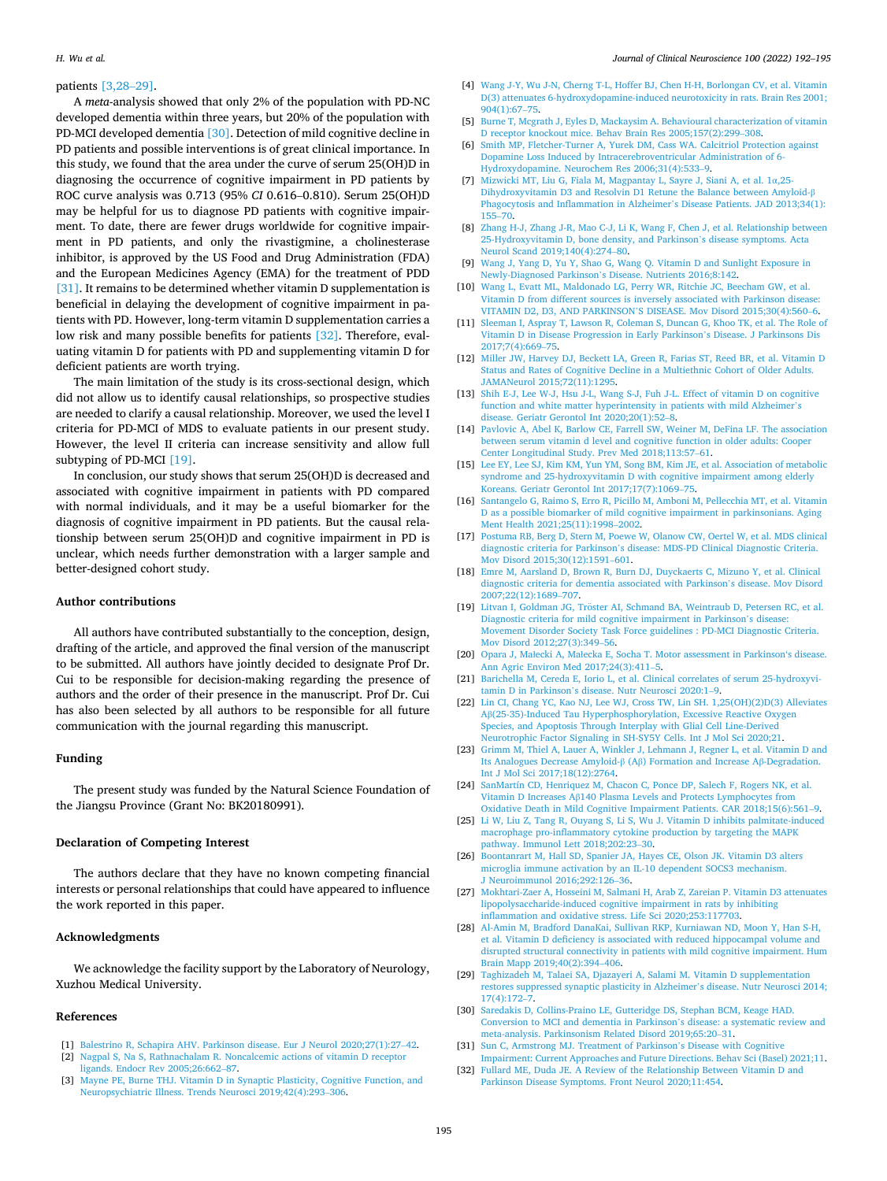patients [3,28–29].

A *meta*-analysis showed that only 2% of the population with PD-NC developed dementia within three years, but 20% of the population with PD-MCI developed dementia [30]. Detection of mild cognitive decline in PD patients and possible interventions is of great clinical importance. In this study, we found that the area under the curve of serum 25(OH)D in diagnosing the occurrence of cognitive impairment in PD patients by ROC curve analysis was 0.713 (95% *CI* 0.616–0.810). Serum 25(OH)D may be helpful for us to diagnose PD patients with cognitive impairment. To date, there are fewer drugs worldwide for cognitive impairment in PD patients, and only the rivastigmine, a cholinesterase inhibitor, is approved by the US Food and Drug Administration (FDA) and the European Medicines Agency (EMA) for the treatment of PDD [31]. It remains to be determined whether vitamin D supplementation is beneficial in delaying the development of cognitive impairment in patients with PD. However, long-term vitamin D supplementation carries a low risk and many possible benefits for patients [32]. Therefore, evaluating vitamin D for patients with PD and supplementing vitamin D for deficient patients are worth trying.

The main limitation of the study is its cross-sectional design, which did not allow us to identify causal relationships, so prospective studies are needed to clarify a causal relationship. Moreover, we used the level I criteria for PD-MCI of MDS to evaluate patients in our present study. However, the level II criteria can increase sensitivity and allow full subtyping of PD-MCI [19].

In conclusion, our study shows that serum 25(OH)D is decreased and associated with cognitive impairment in patients with PD compared with normal individuals, and it may be a useful biomarker for the diagnosis of cognitive impairment in PD patients. But the causal relationship between serum 25(OH)D and cognitive impairment in PD is unclear, which needs further demonstration with a larger sample and better-designed cohort study.

## Author contributions

All authors have contributed substantially to the conception, design, drafting of the article, and approved the final version of the manuscript to be submitted. All authors have jointly decided to designate Prof Dr. Cui to be responsible for decision-making regarding the presence of authors and the order of their presence in the manuscript. Prof Dr. Cui has also been selected by all authors to be responsible for all future communication with the journal regarding this manuscript.

## Funding

The present study was funded by the Natural Science Foundation of the Jiangsu Province (Grant No: BK20180991).

## Declaration of Competing Interest

The authors declare that they have no known competing financial interests or personal relationships that could have appeared to influence the work reported in this paper.

## Acknowledgments

We acknowledge the facility support by the Laboratory of Neurology, Xuzhou Medical University.

## References

[1] Balestrino R, Schapira AHV. Parkinson disease. Eur J Neurol 2020;27(1):27–42.

[2] Nagpal S, Na S, Rathnachalam R. Noncalcemic actions of vitamin D receptor ligands. Endocr Rev 2005;26:662–87.

[3] Mayne PE, Burne THJ. Vitamin D in Synaptic Plasticity, Cognitive Function, and Neuropsychiatric Illness. Trends Neurosci 2019;42(4):293–306.

[4] Wang J-Y, Wu J-N, Cherng T-L, Hoffer BJ, Chen H-H, Borlongan CV, et al. Vitamin D(3) attenuates 6-hydroxydopamine-induced neurotoxicity in rats. Brain Res 2001; 904(1):67–75.

[5] Burne T, Mcgrath J, Eyles D, Mackaysim A. Behavioural characterization of vitamin D receptor knockout mice. Behav Brain Res 2005;157(2):299–308.

[6] Smith MP, Fletcher-Turner A, Yurek DM, Cass WA. Calcitriol Protection against Dopamine Loss Induced by Intracerebroventricular Administration of 6-Hydroxydopamine. Neurochem Res 2006;31(4):533–9.

[7] Mizwicki MT, Liu G, Fiala M, Magpantay L, Sayre J, Siani A, et al. 1α,25-Dihydroxyvitamin D3 and Resolvin D1 Retune the Balance between Amyloid-β Phagocytosis and Inflammation in Alzheimer's Disease Patients. JAD 2013;34(1): 155–70.

[8] Zhang H-J, Zhang J-R, Mao C-J, Li K, Wang F, Chen J, et al. Relationship between 25-Hydroxyvitamin D, bone density, and Parkinson's disease symptoms. Acta Neurol Scand 2019;140(4):274–80.

[9] Wang J, Yang D, Yu Y, Shao G, Wang Q. Vitamin D and Sunlight Exposure in Newly-Diagnosed Parkinson's Disease. Nutrients 2016;8:142.

[10] Wang L, Evatt ML, Maldonado LG, Perry WR, Ritchie JC, Beecham GW, et al. Vitamin D from different sources is inversely associated with Parkinson disease: VITAMIN D2, D3, AND PARKINSON'S DISEASE. Mov Disord 2015;30(4):560–6.

[11] Sleeman I, Aspray T, Lawson R, Coleman S, Duncan G, Khoo TK, et al. The Role of Vitamin D in Disease Progression in Early Parkinson's Disease. J Parkinsons Dis 2017;7(4):669–75.

[12] Miller JW, Harvey DJ, Beckett LA, Green R, Farias ST, Reed BR, et al. Vitamin D Status and Rates of Cognitive Decline in a Multiethnic Cohort of Older Adults. JAMANeurol 2015;72(11):1295.

[13] Shih E-J, Lee W-J, Hsu J-L, Wang S-J, Fuh J-L. Effect of vitamin D on cognitive function and white matter hyperintensity in patients with mild Alzheimer's disease. Geriatr Gerontol Int 2020;20(1):52–8.

[14] Pavlovic A, Abel K, Barlow CE, Farrell SW, Weiner M, DeFina LF. The association between serum vitamin d level and cognitive function in older adults: Cooper Center Longitudinal Study. Prev Med 2018;113:57–61.

[15] Lee EY, Lee SJ, Kim KM, Yun YM, Song BM, Kim JE, et al. Association of metabolic syndrome and 25-hydroxyvitamin D with cognitive impairment among elderly Koreans. Geriatr Gerontol Int 2017;17(7):1069–75.

[16] Santangelo G, Raimo S, Erro R, Picillo M, Amboni M, Pellecchia MT, et al. Vitamin D as a possible biomarker of mild cognitive impairment in parkinsonians. Aging Ment Health 2021;25(11):1998–2002.

[17] Postuma RB, Berg D, Stern M, Poewe W, Olanow CW, Oertel W, et al. MDS clinical diagnostic criteria for Parkinson's disease: MDS-PD Clinical Diagnostic Criteria. Mov Disord 2015;30(12):1591–601.

[18] Emre M, Aarsland D, Brown R, Burn DJ, Duyckaerts C, Mizuno Y, et al. Clinical diagnostic criteria for dementia associated with Parkinson's disease. Mov Disord 2007;22(12):1689–707.

[19] Litvan I, Goldman JG, Tröster AI, Schmand BA, Weintraub D, Petersen RC, et al. Diagnostic criteria for mild cognitive impairment in Parkinson's disease: Movement Disorder Society Task Force guidelines : PD-MCI Diagnostic Criteria. Mov Disord 2012;27(3):349–56.

[20] Opara J, Małecki A, Małecka E, Socha T. Motor assessment in Parkinson's disease. Ann Agric Environ Med 2017;24(3):411–5.

[21] Barichella M, Cereda E, Iorio L, et al. Clinical correlates of serum 25-hydroxyvitamin D in Parkinson's disease. Nutr Neurosci 2020:1–9.

[22] Lin CI, Chang YC, Kao NJ, Lee WJ, Cross TW, Lin SH. 1,25(OH)(2)D(3) Alleviates Aβ(25-35)-Induced Tau Hyperphosphorylation, Excessive Reactive Oxygen Species, and Apoptosis Through Interplay with Glial Cell Line-Derived Neurotrophic Factor Signaling in SH-SY5Y Cells. Int J Mol Sci 2020;21.

[23] Grimm M, Thiel A, Lauer A, Winkler J, Lehmann J, Regner L, et al. Vitamin D and Its Analogues Decrease Amyloid-β (Aβ) Formation and Increase Aβ-Degradation. Int J Mol Sci 2017;18(12):2764.

[24] SanMartín CD, Henriquez M, Chacon C, Ponce DP, Salech F, Rogers NK, et al. Vitamin D Increases Aβ140 Plasma Levels and Protects Lymphocytes from Oxidative Death in Mild Cognitive Impairment Patients. CAR 2018;15(6):561–9.

[25] Li W, Liu Z, Tang R, Ouyang S, Li S, Wu J. Vitamin D inhibits palmitate-induced macrophage pro-inflammatory cytokine production by targeting the MAPK pathway. Immunol Lett 2018;202:23–30.

[26] Boontanrart M, Hall SD, Spanier JA, Hayes CE, Olson JK. Vitamin D3 alters microglia immune activation by an IL-10 dependent SOCS3 mechanism. J Neuroimmunol 2016;292:126–36.

[27] Mokhtari-Zaer A, Hosseini M, Salmani H, Arab Z, Zareian P. Vitamin D3 attenuates lipopolysaccharide-induced cognitive impairment in rats by inhibiting inflammation and oxidative stress. Life Sci 2020;253:117703.

[28] Al-Amin M, Bradford DanaKai, Sullivan RKP, Kurniawan ND, Moon Y, Han S-H, et al. Vitamin D deficiency is associated with reduced hippocampal volume and disrupted structural connectivity in patients with mild cognitive impairment. Hum Brain Mapp 2019;40(2):394–406.

[29] Taghizadeh M, Talaei SA, Djazayeri A, Salami M. Vitamin D supplementation restores suppressed synaptic plasticity in Alzheimer's disease. Nutr Neurosci 2014; 17(4):172–7.

[30] Saredakis D, Collins-Praino LE, Gutteridge DS, Stephan BCM, Keage HAD. Conversion to MCI and dementia in Parkinson's disease: a systematic review and meta-analysis. Parkinsonism Related Disord 2019;65:20–31.

[31] Sun C, Armstrong MJ. Treatment of Parkinson's Disease with Cognitive Impairment: Current Approaches and Future Directions. Behav Sci (Basel) 2021;11.

[32] Fullard ME, Duda JE. A Review of the Relationship Between Vitamin D and Parkinson Disease Symptoms. Front Neurol 2020;11:454.